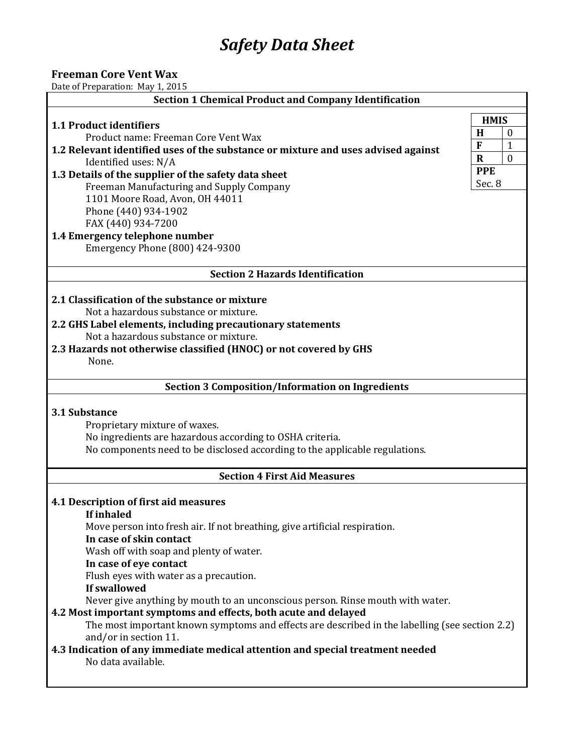# *Safety Data Sheet*

**Freeman Core Vent Wax**
Date of Preparation: May 1, 2015

## Section 1 Chemical Product and Company Identification

| HMIS | |
|---|---|
| H | 0 |
| F | 1 |
| R | 0 |
| PPE | Sec. 8 |

**1.1 Product identifiers**
Product name: Freeman Core Vent Wax

**1.2 Relevant identified uses of the substance or mixture and uses advised against**
Identified uses: N/A

**1.3 Details of the supplier of the safety data sheet**
Freeman Manufacturing and Supply Company
1101 Moore Road, Avon, OH 44011
Phone (440) 934-1902
FAX (440) 934-7200

**1.4 Emergency telephone number**
Emergency Phone (800) 424-9300

## Section 2 Hazards Identification

**2.1 Classification of the substance or mixture**
Not a hazardous substance or mixture.

**2.2 GHS Label elements, including precautionary statements**
Not a hazardous substance or mixture.

**2.3 Hazards not otherwise classified (HNOC) or not covered by GHS**
None.

## Section 3 Composition/Information on Ingredients

**3.1 Substance**
Proprietary mixture of waxes.
No ingredients are hazardous according to OSHA criteria.
No components need to be disclosed according to the applicable regulations.

## Section 4 First Aid Measures

**4.1 Description of first aid measures**

**If inhaled**
Move person into fresh air. If not breathing, give artificial respiration.

**In case of skin contact**
Wash off with soap and plenty of water.

**In case of eye contact**
Flush eyes with water as a precaution.

**If swallowed**
Never give anything by mouth to an unconscious person. Rinse mouth with water.

**4.2 Most important symptoms and effects, both acute and delayed**
The most important known symptoms and effects are described in the labelling (see section 2.2) and/or in section 11.

**4.3 Indication of any immediate medical attention and special treatment needed**
No data available.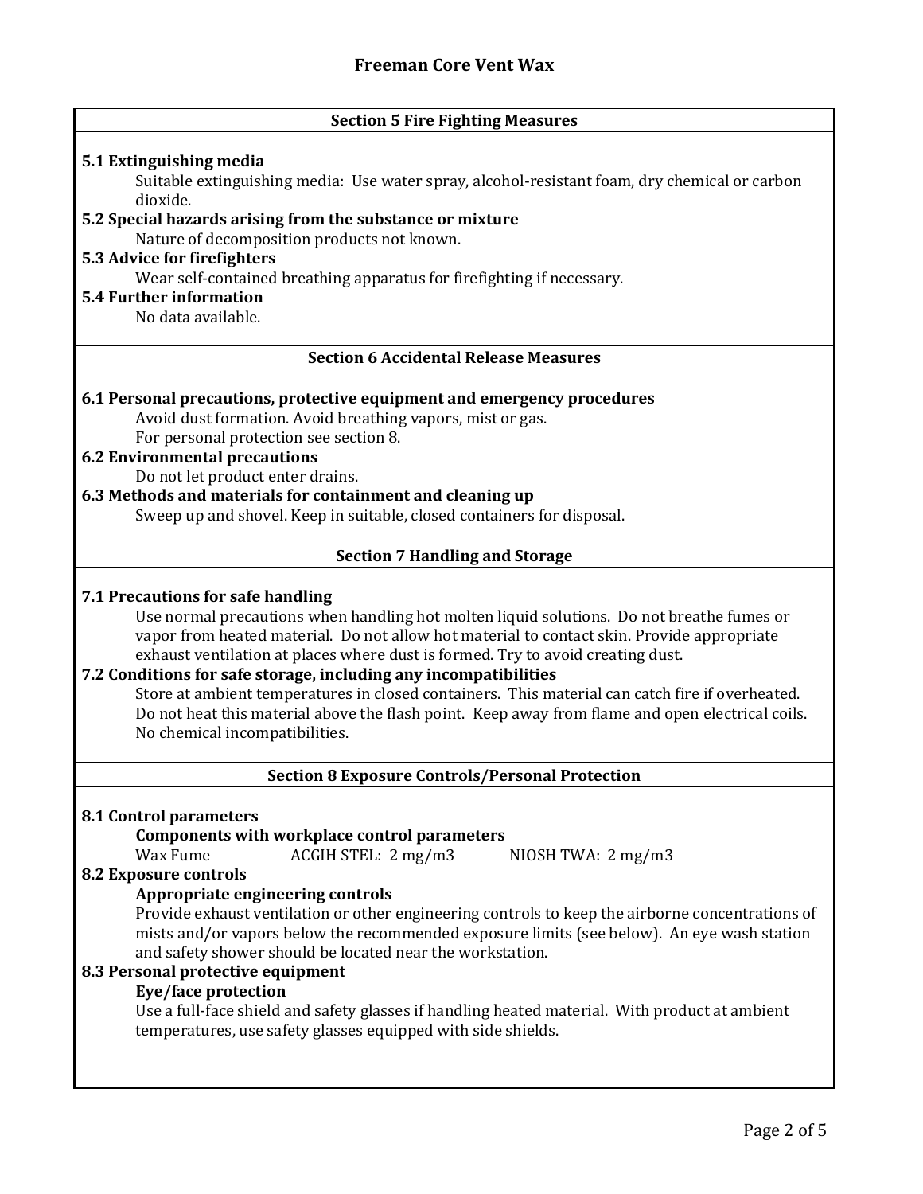# Freeman Core Vent Wax

## Section 5 Fire Fighting Measures

**5.1 Extinguishing media**

Suitable extinguishing media: Use water spray, alcohol-resistant foam, dry chemical or carbon dioxide.

**5.2 Special hazards arising from the substance or mixture**

Nature of decomposition products not known.

**5.3 Advice for firefighters**

Wear self-contained breathing apparatus for firefighting if necessary.

**5.4 Further information**

No data available.

## Section 6 Accidental Release Measures

**6.1 Personal precautions, protective equipment and emergency procedures**

Avoid dust formation. Avoid breathing vapors, mist or gas.
For personal protection see section 8.

**6.2 Environmental precautions**

Do not let product enter drains.

**6.3 Methods and materials for containment and cleaning up**

Sweep up and shovel. Keep in suitable, closed containers for disposal.

## Section 7 Handling and Storage

**7.1 Precautions for safe handling**

Use normal precautions when handling hot molten liquid solutions. Do not breathe fumes or vapor from heated material. Do not allow hot material to contact skin. Provide appropriate exhaust ventilation at places where dust is formed. Try to avoid creating dust.

**7.2 Conditions for safe storage, including any incompatibilities**

Store at ambient temperatures in closed containers. This material can catch fire if overheated. Do not heat this material above the flash point. Keep away from flame and open electrical coils. No chemical incompatibilities.

## Section 8 Exposure Controls/Personal Protection

**8.1 Control parameters**

**Components with workplace control parameters**

| Wax Fume | ACGIH STEL: 2 mg/m3 | NIOSH TWA: 2 mg/m3 |
|---|---|---|

**8.2 Exposure controls**

**Appropriate engineering controls**

Provide exhaust ventilation or other engineering controls to keep the airborne concentrations of mists and/or vapors below the recommended exposure limits (see below). An eye wash station and safety shower should be located near the workstation.

**8.3 Personal protective equipment**

**Eye/face protection**

Use a full-face shield and safety glasses if handling heated material. With product at ambient temperatures, use safety glasses equipped with side shields.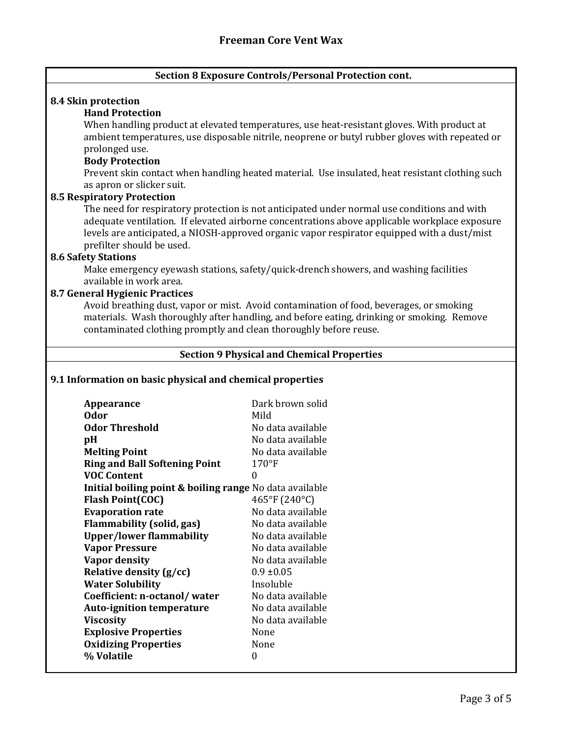# Freeman Core Vent Wax

## Section 8 Exposure Controls/Personal Protection cont.

### 8.4 Skin protection

**Hand Protection**

When handling product at elevated temperatures, use heat-resistant gloves. With product at ambient temperatures, use disposable nitrile, neoprene or butyl rubber gloves with repeated or prolonged use.

**Body Protection**

Prevent skin contact when handling heated material. Use insulated, heat resistant clothing such as apron or slicker suit.

### 8.5 Respiratory Protection

The need for respiratory protection is not anticipated under normal use conditions and with adequate ventilation. If elevated airborne concentrations above applicable workplace exposure levels are anticipated, a NIOSH-approved organic vapor respirator equipped with a dust/mist prefilter should be used.

### 8.6 Safety Stations

Make emergency eyewash stations, safety/quick-drench showers, and washing facilities available in work area.

### 8.7 General Hygienic Practices

Avoid breathing dust, vapor or mist. Avoid contamination of food, beverages, or smoking materials. Wash thoroughly after handling, and before eating, drinking or smoking. Remove contaminated clothing promptly and clean thoroughly before reuse.

## Section 9 Physical and Chemical Properties

### 9.1 Information on basic physical and chemical properties

| Property | Value |
|---|---|
| **Appearance** | Dark brown solid |
| **Odor** | Mild |
| **Odor Threshold** | No data available |
| **pH** | No data available |
| **Melting Point** | No data available |
| **Ring and Ball Softening Point** | 170°F |
| **VOC Content** | 0 |
| **Initial boiling point & boiling range** | No data available |
| **Flash Point(COC)** | 465°F (240°C) |
| **Evaporation rate** | No data available |
| **Flammability (solid, gas)** | No data available |
| **Upper/lower flammability** | No data available |
| **Vapor Pressure** | No data available |
| **Vapor density** | No data available |
| **Relative density (g/cc)** | 0.9 ±0.05 |
| **Water Solubility** | Insoluble |
| **Coefficient: n-octanol/ water** | No data available |
| **Auto-ignition temperature** | No data available |
| **Viscosity** | No data available |
| **Explosive Properties** | None |
| **Oxidizing Properties** | None |
| **% Volatile** | 0 |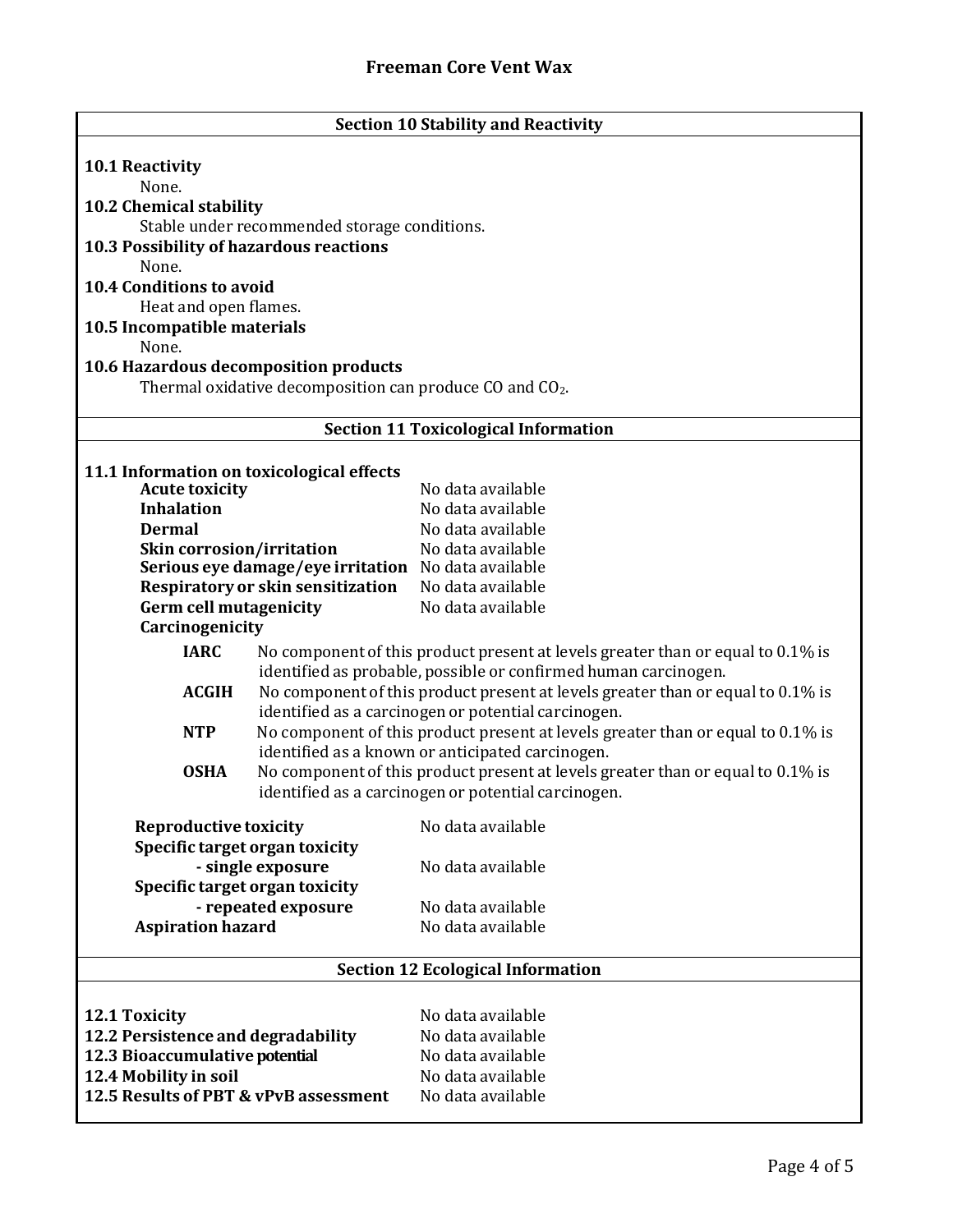## Section 10 Stability and Reactivity

**10.1 Reactivity**

None.

**10.2 Chemical stability**

Stable under recommended storage conditions.

**10.3 Possibility of hazardous reactions**

None.

**10.4 Conditions to avoid**

Heat and open flames.

**10.5 Incompatible materials**

None.

**10.6 Hazardous decomposition products**

Thermal oxidative decomposition can produce CO and $CO_2$.

## Section 11 Toxicological Information

**11.1 Information on toxicological effects**

| | |
|---|---|
| **Acute toxicity** | No data available |
| **Inhalation** | No data available |
| **Dermal** | No data available |
| **Skin corrosion/irritation** | No data available |
| **Serious eye damage/eye irritation** | No data available |
| **Respiratory or skin sensitization** | No data available |
| **Germ cell mutagenicity** | No data available |

**Carcinogenicity**

| | |
|---|---|
| **IARC** | No component of this product present at levels greater than or equal to 0.1% is identified as probable, possible or confirmed human carcinogen. |
| **ACGIH** | No component of this product present at levels greater than or equal to 0.1% is identified as a carcinogen or potential carcinogen. |
| **NTP** | No component of this product present at levels greater than or equal to 0.1% is identified as a known or anticipated carcinogen. |
| **OSHA** | No component of this product present at levels greater than or equal to 0.1% is identified as a carcinogen or potential carcinogen. |

| | |
|---|---|
| **Reproductive toxicity** | No data available |
| **Specific target organ toxicity - single exposure** | No data available |
| **Specific target organ toxicity - repeated exposure** | No data available |
| **Aspiration hazard** | No data available |

## Section 12 Ecological Information

| | |
|---|---|
| **12.1 Toxicity** | No data available |
| **12.2 Persistence and degradability** | No data available |
| **12.3 Bioaccumulative potential** | No data available |
| **12.4 Mobility in soil** | No data available |
| **12.5 Results of PBT & vPvB assessment** | No data available |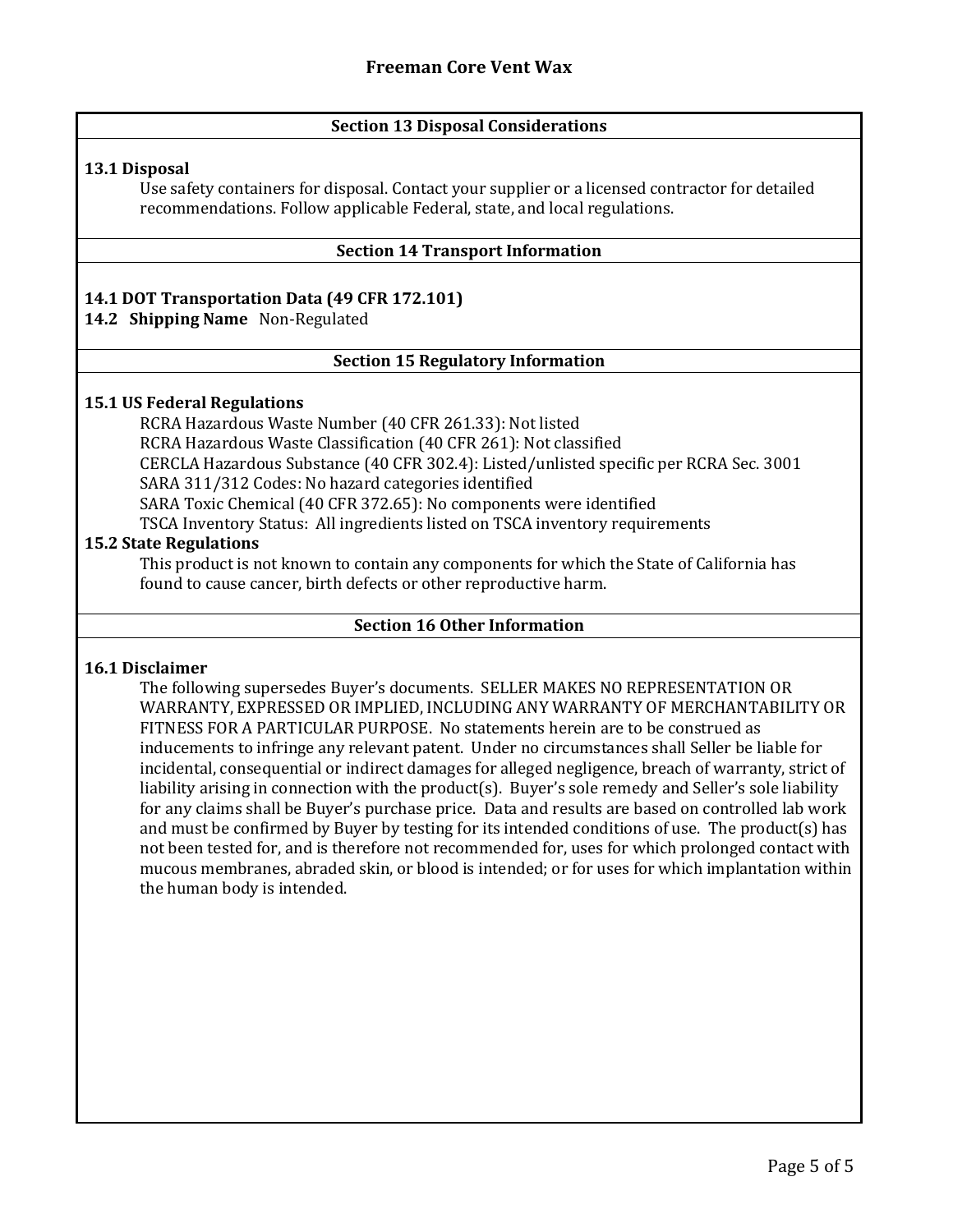# Freeman Core Vent Wax

## Section 13 Disposal Considerations

**13.1 Disposal**

Use safety containers for disposal. Contact your supplier or a licensed contractor for detailed recommendations. Follow applicable Federal, state, and local regulations.

## Section 14 Transport Information

**14.1 DOT Transportation Data (49 CFR 172.101)**

**14.2 Shipping Name** Non-Regulated

## Section 15 Regulatory Information

**15.1 US Federal Regulations**

RCRA Hazardous Waste Number (40 CFR 261.33): Not listed
RCRA Hazardous Waste Classification (40 CFR 261): Not classified
CERCLA Hazardous Substance (40 CFR 302.4): Listed/unlisted specific per RCRA Sec. 3001
SARA 311/312 Codes: No hazard categories identified
SARA Toxic Chemical (40 CFR 372.65): No components were identified
TSCA Inventory Status: All ingredients listed on TSCA inventory requirements

**15.2 State Regulations**

This product is not known to contain any components for which the State of California has found to cause cancer, birth defects or other reproductive harm.

## Section 16 Other Information

**16.1 Disclaimer**

The following supersedes Buyer's documents. SELLER MAKES NO REPRESENTATION OR WARRANTY, EXPRESSED OR IMPLIED, INCLUDING ANY WARRANTY OF MERCHANTABILITY OR FITNESS FOR A PARTICULAR PURPOSE. No statements herein are to be construed as inducements to infringe any relevant patent. Under no circumstances shall Seller be liable for incidental, consequential or indirect damages for alleged negligence, breach of warranty, strict of liability arising in connection with the product(s). Buyer's sole remedy and Seller's sole liability for any claims shall be Buyer's purchase price. Data and results are based on controlled lab work and must be confirmed by Buyer by testing for its intended conditions of use. The product(s) has not been tested for, and is therefore not recommended for, uses for which prolonged contact with mucous membranes, abraded skin, or blood is intended; or for uses for which implantation within the human body is intended.